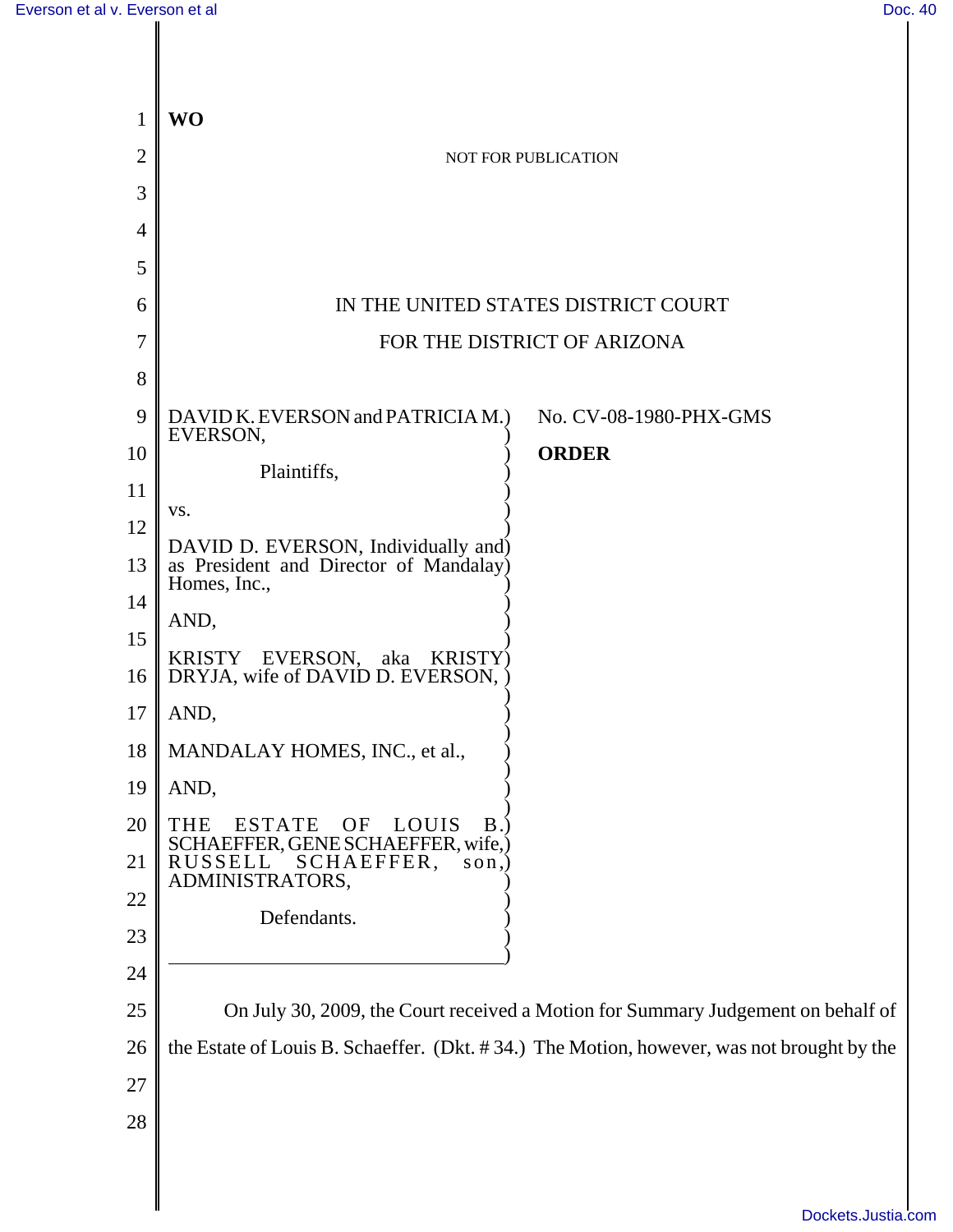WO

NOT FOR PUBLICATION

IN THE UNITED STATES DISTRICT COURT

FOR THE DISTRICT OF ARIZONA

DAVID K. EVERSON and PATRICIA M. EVERSON,

Plaintiffs,

vs.

DAVID D. EVERSON, Individually and as President and Director of Mandalay Homes, Inc.,

AND,

KRISTY EVERSON, aka KRISTY DRYJA, wife of DAVID D. EVERSON,

AND,

MANDALAY HOMES, INC., et al.,

AND,

THE ESTATE OF LOUIS B. SCHAEFFER, GENE SCHAEFFER, wife, RUSSELL SCHAEFFER, son, ADMINISTRATORS,

Defendants.

No. CV-08-1980-PHX-GMS

**ORDER**

On July 30, 2009, the Court received a Motion for Summary Judgement on behalf of the Estate of Louis B. Schaeffer. (Dkt. # 34.) The Motion, however, was not brought by the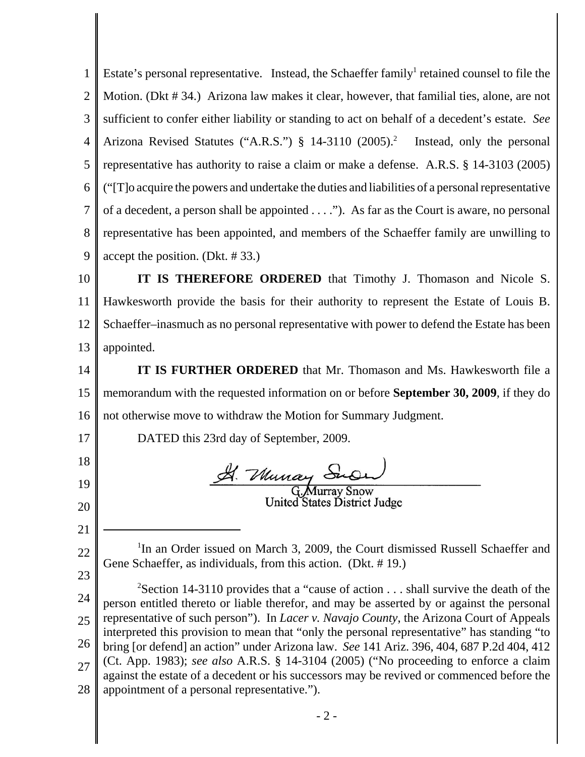Estate's personal representative. Instead, the Schaeffer family[1] retained counsel to file the Motion. (Dkt # 34.) Arizona law makes it clear, however, that familial ties, alone, are not sufficient to confer either liability or standing to act on behalf of a decedent's estate. *See* Arizona Revised Statutes ("A.R.S.") § 14-3110 (2005).[2] Instead, only the personal representative has authority to raise a claim or make a defense. A.R.S. § 14-3103 (2005) ("[T]o acquire the powers and undertake the duties and liabilities of a personal representative of a decedent, a person shall be appointed . . . ."). As far as the Court is aware, no personal representative has been appointed, and members of the Schaeffer family are unwilling to accept the position. (Dkt. # 33.)

**IT IS THEREFORE ORDERED** that Timothy J. Thomason and Nicole S. Hawkesworth provide the basis for their authority to represent the Estate of Louis B. Schaeffer–inasmuch as no personal representative with power to defend the Estate has been appointed.

**IT IS FURTHER ORDERED** that Mr. Thomason and Ms. Hawkesworth file a memorandum with the requested information on or before **September 30, 2009**, if they do not otherwise move to withdraw the Motion for Summary Judgment.

DATED this 23rd day of September, 2009.

G. Murray Snow
United States District Judge

---

[1] In an Order issued on March 3, 2009, the Court dismissed Russell Schaeffer and Gene Schaeffer, as individuals, from this action. (Dkt. # 19.)

[2] Section 14-3110 provides that a "cause of action . . . shall survive the death of the person entitled thereto or liable therefor, and may be asserted by or against the personal representative of such person"). In *Lacer v. Navajo County*, the Arizona Court of Appeals interpreted this provision to mean that "only the personal representative" has standing "to bring [or defend] an action" under Arizona law. *See* 141 Ariz. 396, 404, 687 P.2d 404, 412 (Ct. App. 1983); *see also* A.R.S. § 14-3104 (2005) ("No proceeding to enforce a claim against the estate of a decedent or his successors may be revived or commenced before the appointment of a personal representative.").